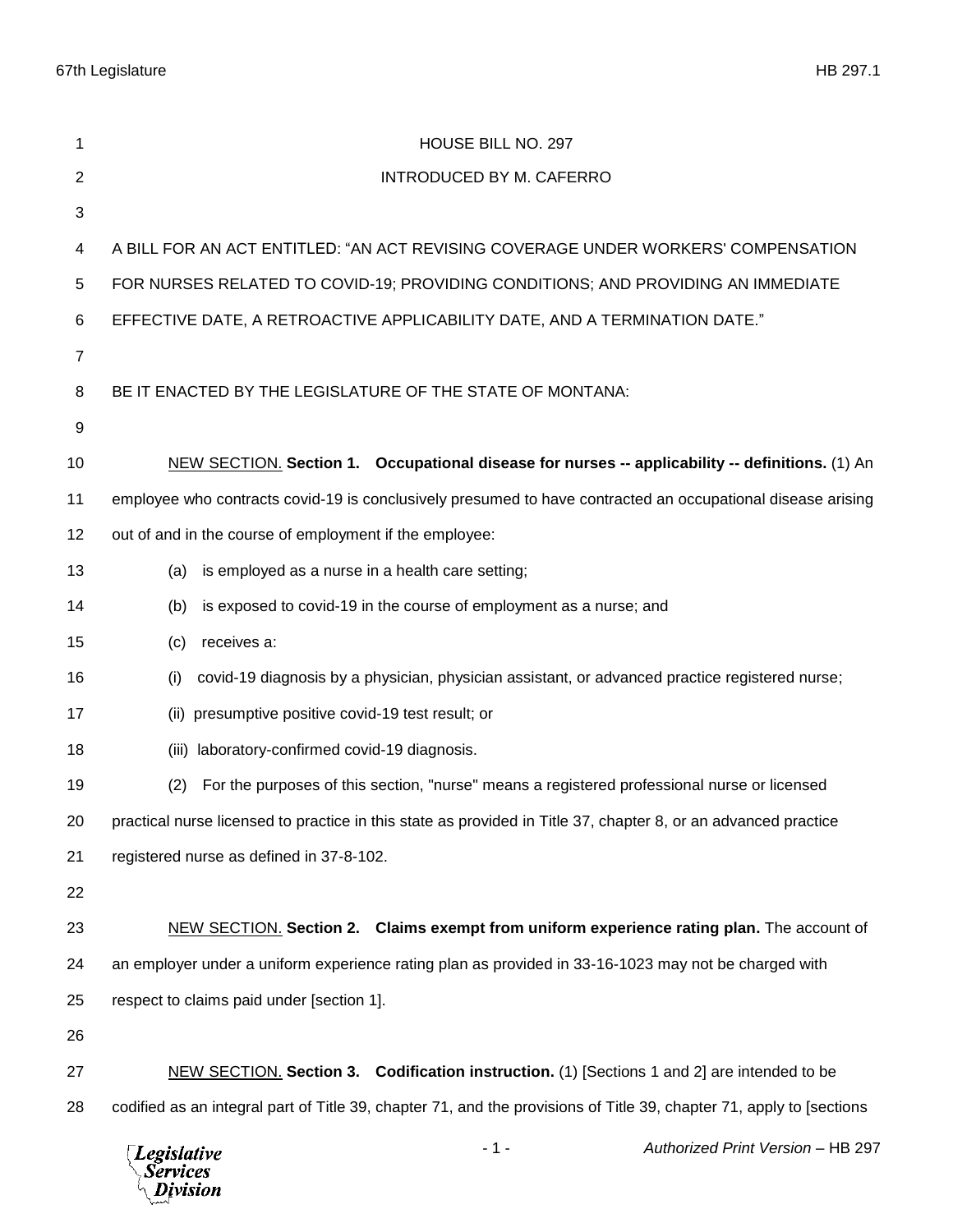HOUSE BILL NO. 297

INTRODUCED BY M. CAFERRO

A BILL FOR AN ACT ENTITLED: "AN ACT REVISING COVERAGE UNDER WORKERS' COMPENSATION FOR NURSES RELATED TO COVID-19; PROVIDING CONDITIONS; AND PROVIDING AN IMMEDIATE EFFECTIVE DATE, A RETROACTIVE APPLICABILITY DATE, AND A TERMINATION DATE."

BE IT ENACTED BY THE LEGISLATURE OF THE STATE OF MONTANA:

NEW SECTION. **Section 1. Occupational disease for nurses -- applicability -- definitions.** (1) An employee who contracts covid-19 is conclusively presumed to have contracted an occupational disease arising out of and in the course of employment if the employee:

(a) is employed as a nurse in a health care setting;

(b) is exposed to covid-19 in the course of employment as a nurse; and

(c) receives a:

(i) covid-19 diagnosis by a physician, physician assistant, or advanced practice registered nurse;

(ii) presumptive positive covid-19 test result; or

(iii) laboratory-confirmed covid-19 diagnosis.

(2) For the purposes of this section, "nurse" means a registered professional nurse or licensed practical nurse licensed to practice in this state as provided in Title 37, chapter 8, or an advanced practice registered nurse as defined in 37-8-102.

NEW SECTION. **Section 2. Claims exempt from uniform experience rating plan.** The account of an employer under a uniform experience rating plan as provided in 33-16-1023 may not be charged with respect to claims paid under [section 1].

NEW SECTION. **Section 3. Codification instruction.** (1) [Sections 1 and 2] are intended to be codified as an integral part of Title 39, chapter 71, and the provisions of Title 39, chapter 71, apply to [sections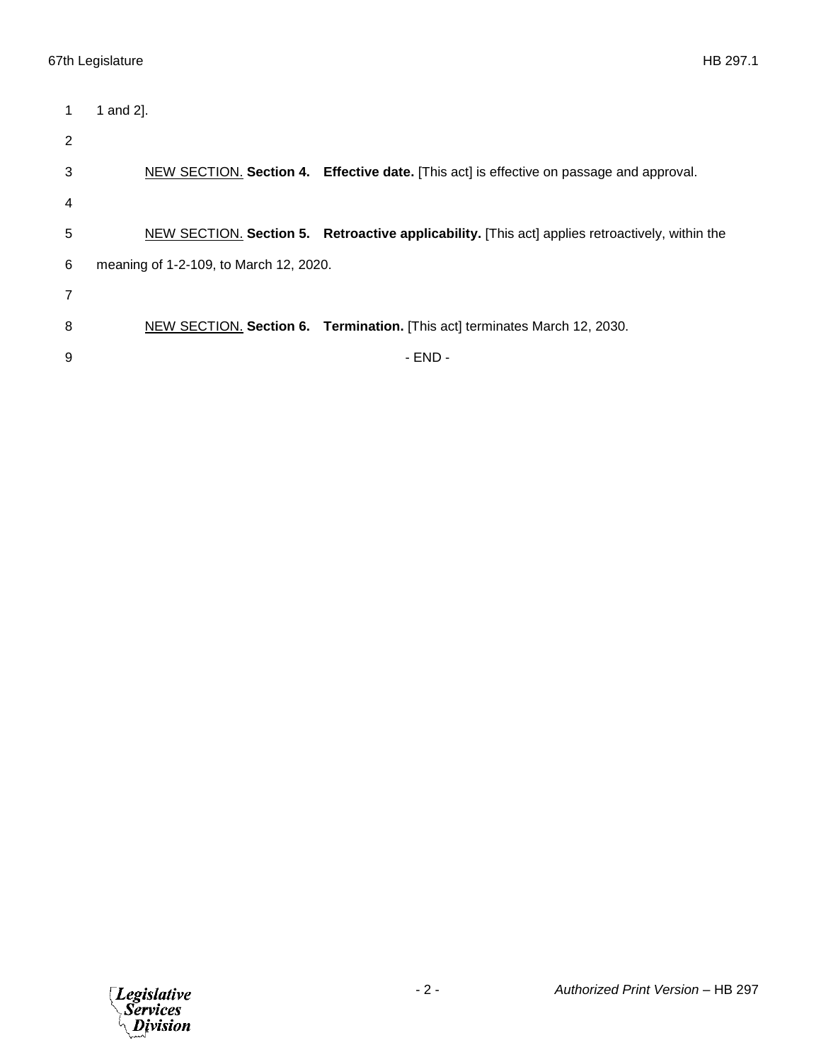1 and 2].

NEW SECTION. **Section 4. Effective date.** [This act] is effective on passage and approval.

NEW SECTION. **Section 5. Retroactive applicability.** [This act] applies retroactively, within the meaning of 1-2-109, to March 12, 2020.

NEW SECTION. **Section 6. Termination.** [This act] terminates March 12, 2030.

- END -